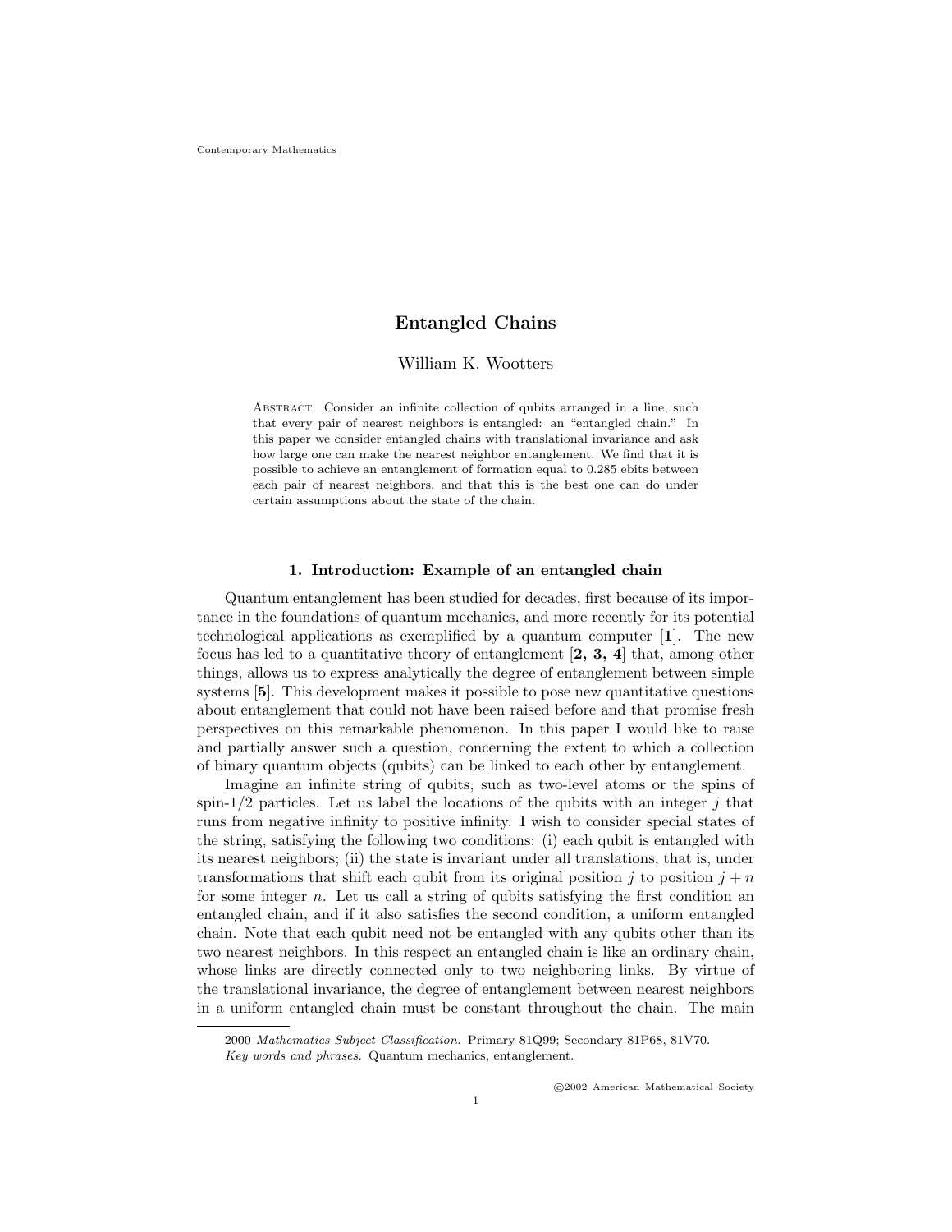# Entangled Chains

William K. Wootters

Abstract. Consider an infinite collection of qubits arranged in a line, such that every pair of nearest neighbors is entangled: an "entangled chain." In this paper we consider entangled chains with translational invariance and ask how large one can make the nearest neighbor entanglement. We find that it is possible to achieve an entanglement of formation equal to 0.285 ebits between each pair of nearest neighbors, and that this is the best one can do under certain assumptions about the state of the chain.

## 1. Introduction: Example of an entangled chain

Quantum entanglement has been studied for decades, first because of its importance in the foundations of quantum mechanics, and more recently for its potential technological applications as exemplified by a quantum computer [**1**]. The new focus has led to a quantitative theory of entanglement [**2, 3, 4**] that, among other things, allows us to express analytically the degree of entanglement between simple systems [**5**]. This development makes it possible to pose new quantitative questions about entanglement that could not have been raised before and that promise fresh perspectives on this remarkable phenomenon. In this paper I would like to raise and partially answer such a question, concerning the extent to which a collection of binary quantum objects (qubits) can be linked to each other by entanglement.

Imagine an infinite string of qubits, such as two-level atoms or the spins of spin-1/2 particles. Let us label the locations of the qubits with an integer $j$ that runs from negative infinity to positive infinity. I wish to consider special states of the string, satisfying the following two conditions: (i) each qubit is entangled with its nearest neighbors; (ii) the state is invariant under all translations, that is, under transformations that shift each qubit from its original position $j$ to position $j + n$ for some integer $n$. Let us call a string of qubits satisfying the first condition an entangled chain, and if it also satisfies the second condition, a uniform entangled chain. Note that each qubit need not be entangled with any qubits other than its two nearest neighbors. In this respect an entangled chain is like an ordinary chain, whose links are directly connected only to two neighboring links. By virtue of the translational invariance, the degree of entanglement between nearest neighbors in a uniform entangled chain must be constant throughout the chain. The main

---

2000 *Mathematics Subject Classification.* Primary 81Q99; Secondary 81P68, 81V70.

*Key words and phrases.* Quantum mechanics, entanglement.

©2002 American Mathematical Society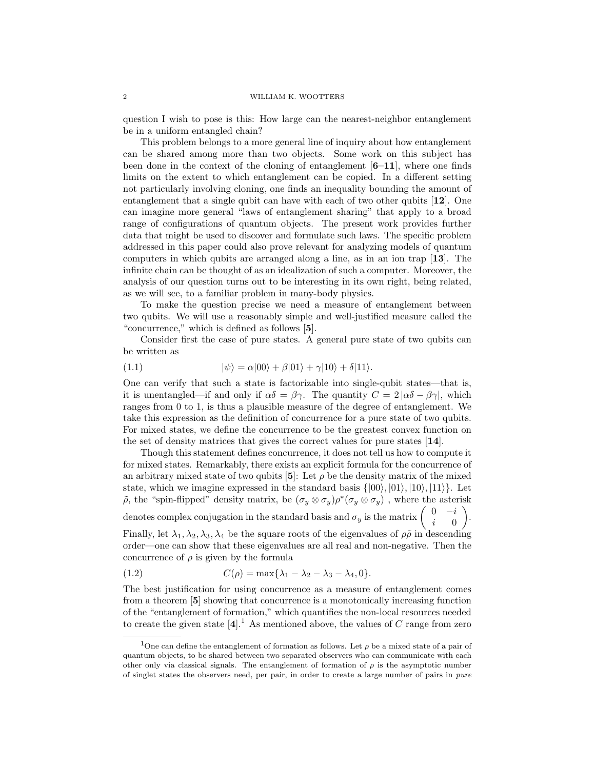question I wish to pose is this: How large can the nearest-neighbor entanglement be in a uniform entangled chain?

This problem belongs to a more general line of inquiry about how entanglement can be shared among more than two objects. Some work on this subject has been done in the context of the cloning of entanglement [**6–11**], where one finds limits on the extent to which entanglement can be copied. In a different setting not particularly involving cloning, one finds an inequality bounding the amount of entanglement that a single qubit can have with each of two other qubits [**12**]. One can imagine more general "laws of entanglement sharing" that apply to a broad range of configurations of quantum objects. The present work provides further data that might be used to discover and formulate such laws. The specific problem addressed in this paper could also prove relevant for analyzing models of quantum computers in which qubits are arranged along a line, as in an ion trap [**13**]. The infinite chain can be thought of as an idealization of such a computer. Moreover, the analysis of our question turns out to be interesting in its own right, being related, as we will see, to a familiar problem in many-body physics.

To make the question precise we need a measure of entanglement between two qubits. We will use a reasonably simple and well-justified measure called the "concurrence," which is defined as follows [**5**].

Consider first the case of pure states. A general pure state of two qubits can be written as

$$|\psi\rangle = \alpha|00\rangle + \beta|01\rangle + \gamma|10\rangle + \delta|11\rangle. \tag{1.1}$$

One can verify that such a state is factorizable into single-qubit states—that is, it is unentangled—if and only if $\alpha\delta = \beta\gamma$. The quantity $C = 2\,|\alpha\delta - \beta\gamma|$, which ranges from 0 to 1, is thus a plausible measure of the degree of entanglement. We take this expression as the definition of concurrence for a pure state of two qubits. For mixed states, we define the concurrence to be the greatest convex function on the set of density matrices that gives the correct values for pure states [**14**].

Though this statement defines concurrence, it does not tell us how to compute it for mixed states. Remarkably, there exists an explicit formula for the concurrence of an arbitrary mixed state of two qubits [**5**]: Let $\rho$ be the density matrix of the mixed state, which we imagine expressed in the standard basis $\{|00\rangle, |01\rangle, |10\rangle, |11\rangle\}$. Let $\tilde{\rho}$, the "spin-flipped" density matrix, be $(\sigma_y \otimes \sigma_y)\rho^*(\sigma_y \otimes \sigma_y)$ , where the asterisk denotes complex conjugation in the standard basis and $\sigma_y$ is the matrix $\begin{pmatrix} 0 & -i \\ i & 0 \end{pmatrix}$. Finally, let $\lambda_1, \lambda_2, \lambda_3, \lambda_4$ be the square roots of the eigenvalues of $\rho\tilde{\rho}$ in descending order—one can show that these eigenvalues are all real and non-negative. Then the concurrence of $\rho$ is given by the formula

$$C(\rho) = \max\{\lambda_1 - \lambda_2 - \lambda_3 - \lambda_4, 0\}. \tag{1.2}$$

The best justification for using concurrence as a measure of entanglement comes from a theorem [**5**] showing that concurrence is a monotonically increasing function of the "entanglement of formation," which quantifies the non-local resources needed to create the given state [**4**].[1] As mentioned above, the values of $C$ range from zero

[1] One can define the entanglement of formation as follows. Let $\rho$ be a mixed state of a pair of quantum objects, to be shared between two separated observers who can communicate with each other only via classical signals. The entanglement of formation of $\rho$ is the asymptotic number of singlet states the observers need, per pair, in order to create a large number of pairs in *pure*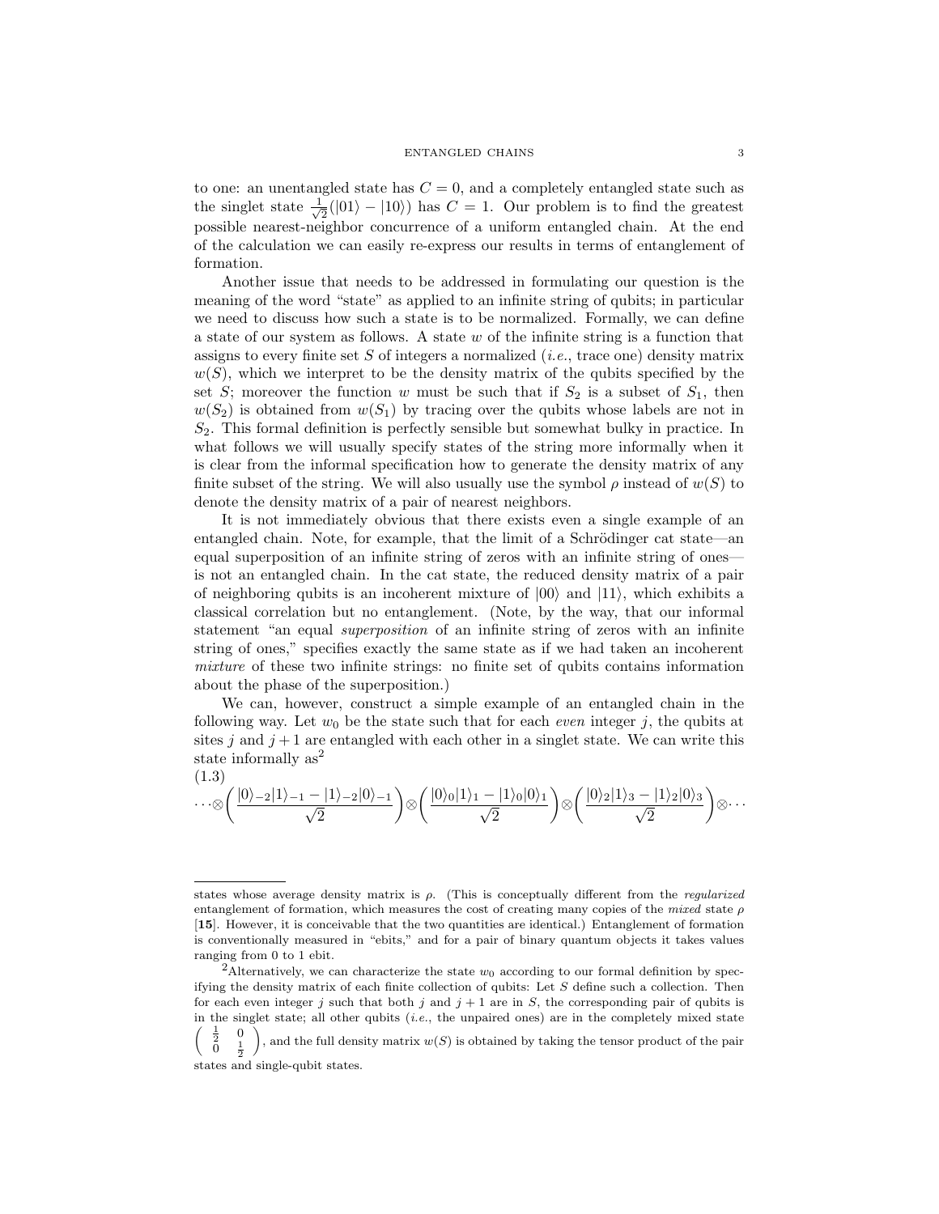to one: an unentangled state has $C = 0$, and a completely entangled state such as the singlet state $\frac{1}{\sqrt{2}}(|01\rangle - |10\rangle)$ has $C = 1$. Our problem is to find the greatest possible nearest-neighbor concurrence of a uniform entangled chain. At the end of the calculation we can easily re-express our results in terms of entanglement of formation.

Another issue that needs to be addressed in formulating our question is the meaning of the word "state" as applied to an infinite string of qubits; in particular we need to discuss how such a state is to be normalized. Formally, we can define a state of our system as follows. A state $w$ of the infinite string is a function that assigns to every finite set $S$ of integers a normalized (*i.e.*, trace one) density matrix $w(S)$, which we interpret to be the density matrix of the qubits specified by the set $S$; moreover the function $w$ must be such that if $S_2$ is a subset of $S_1$, then $w(S_2)$ is obtained from $w(S_1)$ by tracing over the qubits whose labels are not in $S_2$. This formal definition is perfectly sensible but somewhat bulky in practice. In what follows we will usually specify states of the string more informally when it is clear from the informal specification how to generate the density matrix of any finite subset of the string. We will also usually use the symbol $\rho$ instead of $w(S)$ to denote the density matrix of a pair of nearest neighbors.

It is not immediately obvious that there exists even a single example of an entangled chain. Note, for example, that the limit of a Schrödinger cat state—an equal superposition of an infinite string of zeros with an infinite string of ones—is not an entangled chain. In the cat state, the reduced density matrix of a pair of neighboring qubits is an incoherent mixture of $|00\rangle$ and $|11\rangle$, which exhibits a classical correlation but no entanglement. (Note, by the way, that our informal statement "an equal *superposition* of an infinite string of zeros with an infinite string of ones," specifies exactly the same state as if we had taken an incoherent *mixture* of these two infinite strings: no finite set of qubits contains information about the phase of the superposition.)

We can, however, construct a simple example of an entangled chain in the following way. Let $w_0$ be the state such that for each *even* integer $j$, the qubits at sites $j$ and $j+1$ are entangled with each other in a singlet state. We can write this state informally as[2]

(1.3)

$$\cdots\otimes\left(\frac{|0\rangle_{-2}|1\rangle_{-1} - |1\rangle_{-2}|0\rangle_{-1}}{\sqrt{2}}\right)\otimes\left(\frac{|0\rangle_{0}|1\rangle_{1} - |1\rangle_{0}|0\rangle_{1}}{\sqrt{2}}\right)\otimes\left(\frac{|0\rangle_{2}|1\rangle_{3} - |1\rangle_{2}|0\rangle_{3}}{\sqrt{2}}\right)\otimes\cdots$$

---

states whose average density matrix is $\rho$. (This is conceptually different from the *regularized* entanglement of formation, which measures the cost of creating many copies of the *mixed* state $\rho$ [**15**]. However, it is conceivable that the two quantities are identical.) Entanglement of formation is conventionally measured in "ebits," and for a pair of binary quantum objects it takes values ranging from 0 to 1 ebit.

[2] Alternatively, we can characterize the state $w_0$ according to our formal definition by specifying the density matrix of each finite collection of qubits: Let $S$ define such a collection. Then for each even integer $j$ such that both $j$ and $j+1$ are in $S$, the corresponding pair of qubits is in the singlet state; all other qubits (*i.e.*, the unpaired ones) are in the completely mixed state $\begin{pmatrix} \frac{1}{2} & 0 \\ 0 & \frac{1}{2} \end{pmatrix}$, and the full density matrix $w(S)$ is obtained by taking the tensor product of the pair states and single-qubit states.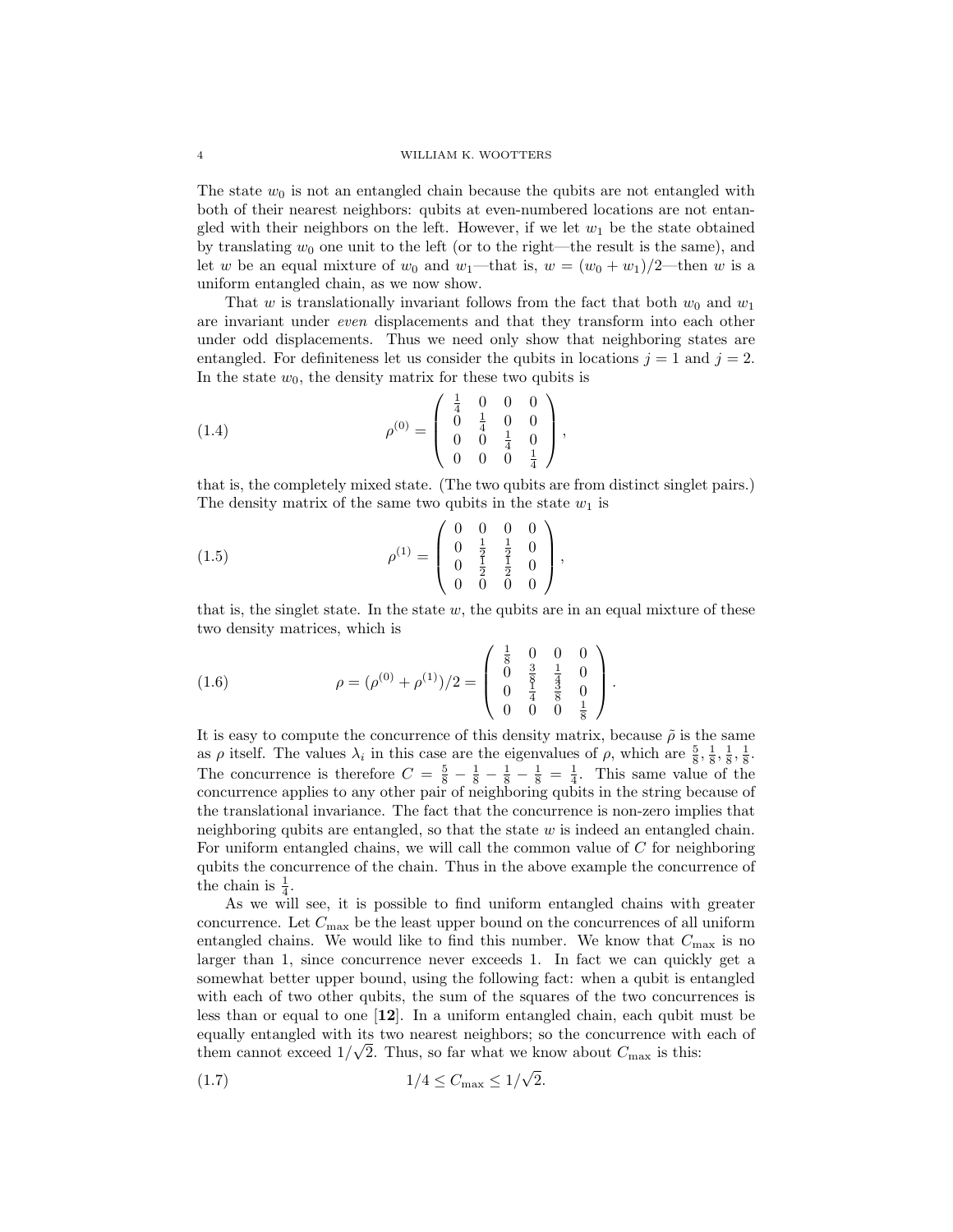The state $w_0$ is not an entangled chain because the qubits are not entangled with both of their nearest neighbors: qubits at even-numbered locations are not entangled with their neighbors on the left. However, if we let $w_1$ be the state obtained by translating $w_0$ one unit to the left (or to the right—the result is the same), and let $w$ be an equal mixture of $w_0$ and $w_1$—that is, $w = (w_0 + w_1)/2$—then $w$ is a uniform entangled chain, as we now show.

That $w$ is translationally invariant follows from the fact that both $w_0$ and $w_1$ are invariant under *even* displacements and that they transform into each other under odd displacements. Thus we need only show that neighboring states are entangled. For definiteness let us consider the qubits in locations $j = 1$ and $j = 2$. In the state $w_0$, the density matrix for these two qubits is

$$\rho^{(0)} = \begin{pmatrix} \frac{1}{4} & 0 & 0 & 0 \\ 0 & \frac{1}{4} & 0 & 0 \\ 0 & 0 & \frac{1}{4} & 0 \\ 0 & 0 & 0 & \frac{1}{4} \end{pmatrix}, \tag{1.4}$$

that is, the completely mixed state. (The two qubits are from distinct singlet pairs.) The density matrix of the same two qubits in the state $w_1$ is

$$\rho^{(1)} = \begin{pmatrix} 0 & 0 & 0 & 0 \\ 0 & \frac{1}{2} & \frac{1}{2} & 0 \\ 0 & \frac{1}{2} & \frac{1}{2} & 0 \\ 0 & 0 & 0 & 0 \end{pmatrix}, \tag{1.5}$$

that is, the singlet state. In the state $w$, the qubits are in an equal mixture of these two density matrices, which is

$$\rho = (\rho^{(0)} + \rho^{(1)})/2 = \begin{pmatrix} \frac{1}{8} & 0 & 0 & 0 \\ 0 & \frac{3}{8} & \frac{1}{4} & 0 \\ 0 & \frac{1}{4} & \frac{3}{8} & 0 \\ 0 & 0 & 0 & \frac{1}{8} \end{pmatrix}. \tag{1.6}$$

It is easy to compute the concurrence of this density matrix, because $\tilde{\rho}$ is the same as $\rho$ itself. The values $\lambda_i$ in this case are the eigenvalues of $\rho$, which are $\frac{5}{8}, \frac{1}{8}, \frac{1}{8}, \frac{1}{8}$. The concurrence is therefore $C = \frac{5}{8} - \frac{1}{8} - \frac{1}{8} - \frac{1}{8} = \frac{1}{4}$. This same value of the concurrence applies to any other pair of neighboring qubits in the string because of the translational invariance. The fact that the concurrence is non-zero implies that neighboring qubits are entangled, so that the state $w$ is indeed an entangled chain. For uniform entangled chains, we will call the common value of $C$ for neighboring qubits the concurrence of the chain. Thus in the above example the concurrence of the chain is $\frac{1}{4}$.

As we will see, it is possible to find uniform entangled chains with greater concurrence. Let $C_{\max}$ be the least upper bound on the concurrences of all uniform entangled chains. We would like to find this number. We know that $C_{\max}$ is no larger than 1, since concurrence never exceeds 1. In fact we can quickly get a somewhat better upper bound, using the following fact: when a qubit is entangled with each of two other qubits, the sum of the squares of the two concurrences is less than or equal to one [**12**]. In a uniform entangled chain, each qubit must be equally entangled with its two nearest neighbors; so the concurrence with each of them cannot exceed $1/\sqrt{2}$. Thus, so far what we know about $C_{\max}$ is this:

$$1/4 \leq C_{\max} \leq 1/\sqrt{2}. \tag{1.7}$$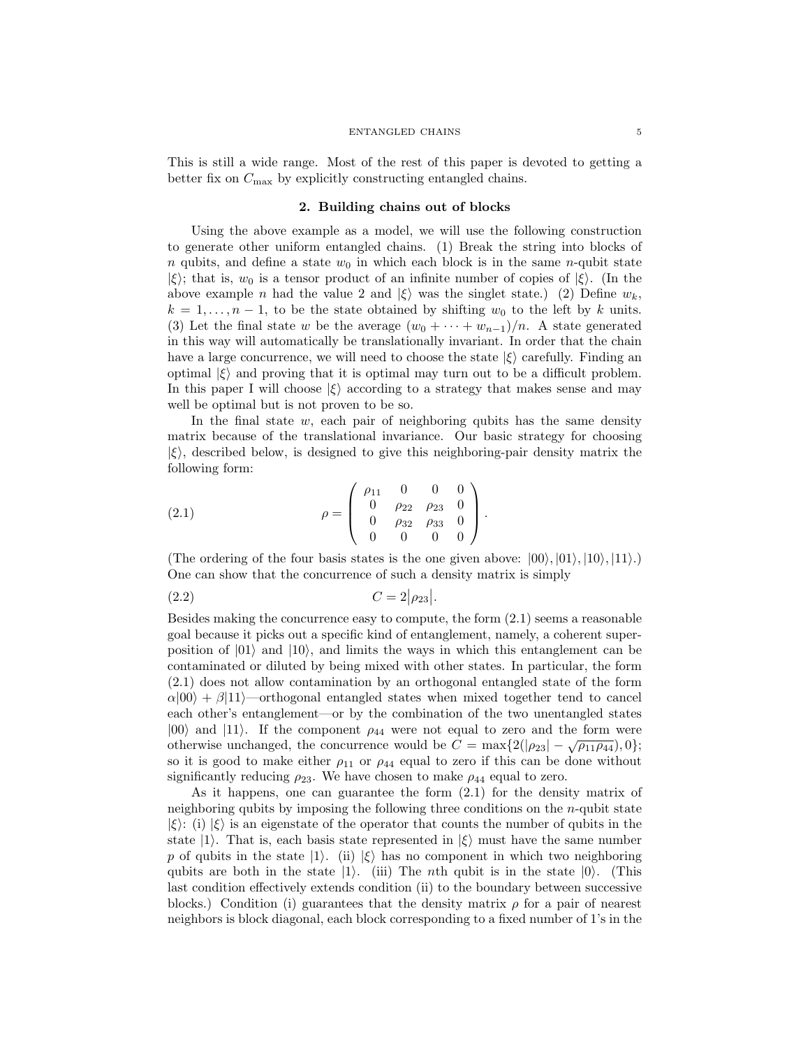This is still a wide range. Most of the rest of this paper is devoted to getting a better fix on $C_{\max}$ by explicitly constructing entangled chains.

## 2. Building chains out of blocks

Using the above example as a model, we will use the following construction to generate other uniform entangled chains. (1) Break the string into blocks of $n$ qubits, and define a state $w_0$ in which each block is in the same $n$-qubit state $|\xi\rangle$; that is, $w_0$ is a tensor product of an infinite number of copies of $|\xi\rangle$. (In the above example $n$ had the value 2 and $|\xi\rangle$ was the singlet state.) (2) Define $w_k$, $k = 1, \ldots, n-1$, to be the state obtained by shifting $w_0$ to the left by $k$ units. (3) Let the final state $w$ be the average $(w_0 + \cdots + w_{n-1})/n$. A state generated in this way will automatically be translationally invariant. In order that the chain have a large concurrence, we will need to choose the state $|\xi\rangle$ carefully. Finding an optimal $|\xi\rangle$ and proving that it is optimal may turn out to be a difficult problem. In this paper I will choose $|\xi\rangle$ according to a strategy that makes sense and may well be optimal but is not proven to be so.

In the final state $w$, each pair of neighboring qubits has the same density matrix because of the translational invariance. Our basic strategy for choosing $|\xi\rangle$, described below, is designed to give this neighboring-pair density matrix the following form:

$$\rho = \begin{pmatrix} \rho_{11} & 0 & 0 & 0 \\ 0 & \rho_{22} & \rho_{23} & 0 \\ 0 & \rho_{32} & \rho_{33} & 0 \\ 0 & 0 & 0 & 0 \end{pmatrix}. \tag{2.1}$$

(The ordering of the four basis states is the one given above: $|00\rangle, |01\rangle, |10\rangle, |11\rangle$.) One can show that the concurrence of such a density matrix is simply

$$C = 2\big|\rho_{23}\big|. \tag{2.2}$$

Besides making the concurrence easy to compute, the form (2.1) seems a reasonable goal because it picks out a specific kind of entanglement, namely, a coherent superposition of $|01\rangle$ and $|10\rangle$, and limits the ways in which this entanglement can be contaminated or diluted by being mixed with other states. In particular, the form (2.1) does not allow contamination by an orthogonal entangled state of the form $\alpha|00\rangle + \beta|11\rangle$—orthogonal entangled states when mixed together tend to cancel each other's entanglement—or by the combination of the two unentangled states $|00\rangle$ and $|11\rangle$. If the component $\rho_{44}$ were not equal to zero and the form were otherwise unchanged, the concurrence would be $C = \max\{2(|\rho_{23}| - \sqrt{\rho_{11}\rho_{44}}), 0\}$; so it is good to make either $\rho_{11}$ or $\rho_{44}$ equal to zero if this can be done without significantly reducing $\rho_{23}$. We have chosen to make $\rho_{44}$ equal to zero.

As it happens, one can guarantee the form (2.1) for the density matrix of neighboring qubits by imposing the following three conditions on the $n$-qubit state $|\xi\rangle$: (i) $|\xi\rangle$ is an eigenstate of the operator that counts the number of qubits in the state $|1\rangle$. That is, each basis state represented in $|\xi\rangle$ must have the same number $p$ of qubits in the state $|1\rangle$. (ii) $|\xi\rangle$ has no component in which two neighboring qubits are both in the state $|1\rangle$. (iii) The $n$th qubit is in the state $|0\rangle$. (This last condition effectively extends condition (ii) to the boundary between successive blocks.) Condition (i) guarantees that the density matrix $\rho$ for a pair of nearest neighbors is block diagonal, each block corresponding to a fixed number of 1's in the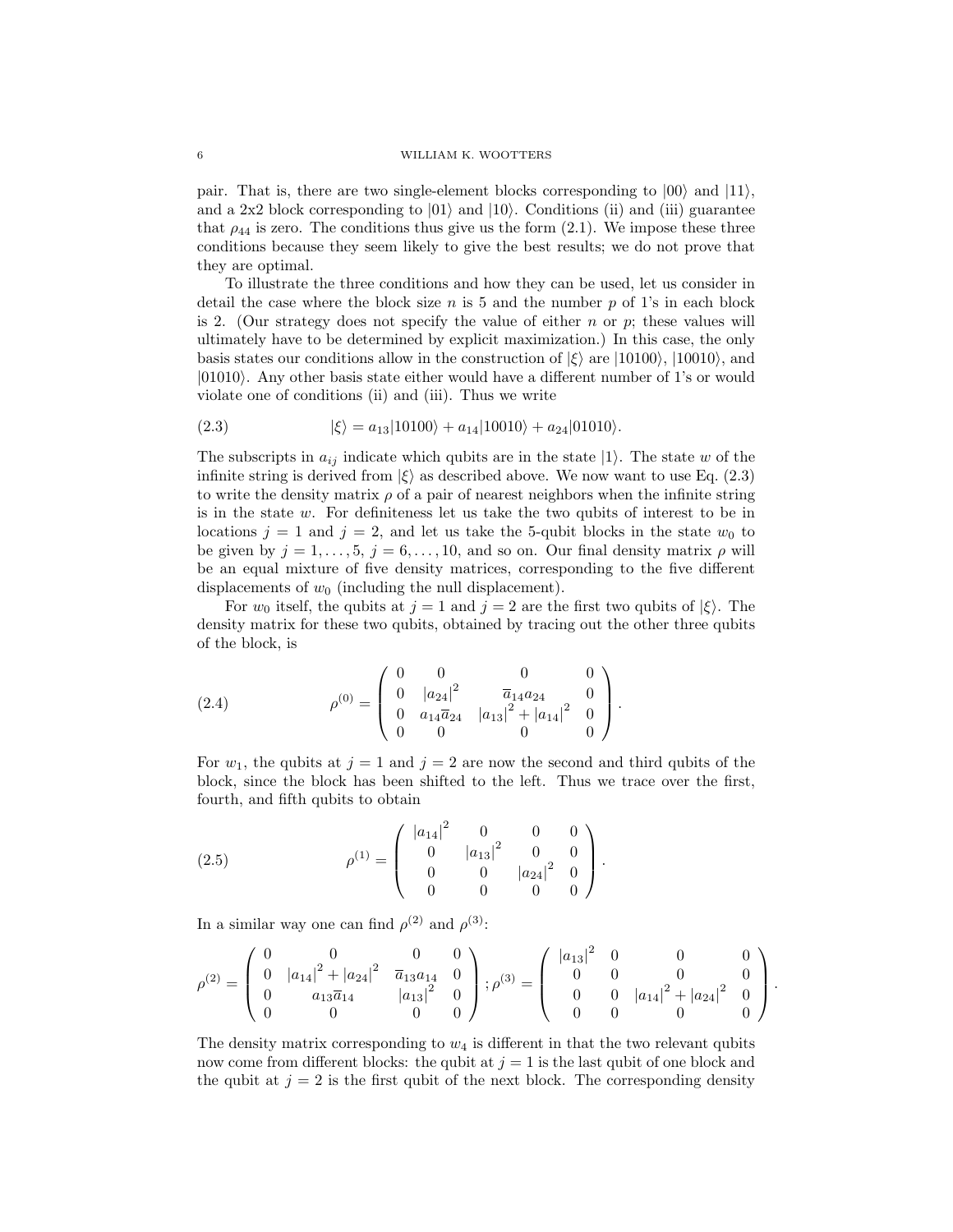pair. That is, there are two single-element blocks corresponding to $|00\rangle$ and $|11\rangle$, and a 2x2 block corresponding to $|01\rangle$ and $|10\rangle$. Conditions (ii) and (iii) guarantee that $\rho_{44}$ is zero. The conditions thus give us the form (2.1). We impose these three conditions because they seem likely to give the best results; we do not prove that they are optimal.

To illustrate the three conditions and how they can be used, let us consider in detail the case where the block size $n$ is 5 and the number $p$ of 1's in each block is 2. (Our strategy does not specify the value of either $n$ or $p$; these values will ultimately have to be determined by explicit maximization.) In this case, the only basis states our conditions allow in the construction of $|\xi\rangle$ are $|10100\rangle$, $|10010\rangle$, and $|01010\rangle$. Any other basis state either would have a different number of 1's or would violate one of conditions (ii) and (iii). Thus we write

$$|\xi\rangle = a_{13}|10100\rangle + a_{14}|10010\rangle + a_{24}|01010\rangle. \tag{2.3}$$

The subscripts in $a_{ij}$ indicate which qubits are in the state $|1\rangle$. The state $w$ of the infinite string is derived from $|\xi\rangle$ as described above. We now want to use Eq. (2.3) to write the density matrix $\rho$ of a pair of nearest neighbors when the infinite string is in the state $w$. For definiteness let us take the two qubits of interest to be in locations $j = 1$ and $j = 2$, and let us take the 5-qubit blocks in the state $w_0$ to be given by $j = 1, \ldots, 5$, $j = 6, \ldots, 10$, and so on. Our final density matrix $\rho$ will be an equal mixture of five density matrices, corresponding to the five different displacements of $w_0$ (including the null displacement).

For $w_0$ itself, the qubits at $j = 1$ and $j = 2$ are the first two qubits of $|\xi\rangle$. The density matrix for these two qubits, obtained by tracing out the other three qubits of the block, is

$$\rho^{(0)} = \begin{pmatrix} 0 & 0 & 0 & 0 \\ 0 & |a_{24}|^2 & \overline{a}_{14}a_{24} & 0 \\ 0 & a_{14}\overline{a}_{24} & |a_{13}|^2 + |a_{14}|^2 & 0 \\ 0 & 0 & 0 & 0 \end{pmatrix}. \tag{2.4}$$

For $w_1$, the qubits at $j = 1$ and $j = 2$ are now the second and third qubits of the block, since the block has been shifted to the left. Thus we trace over the first, fourth, and fifth qubits to obtain

$$\rho^{(1)} = \begin{pmatrix} |a_{14}|^2 & 0 & 0 & 0 \\ 0 & |a_{13}|^2 & 0 & 0 \\ 0 & 0 & |a_{24}|^2 & 0 \\ 0 & 0 & 0 & 0 \end{pmatrix}. \tag{2.5}$$

In a similar way one can find $\rho^{(2)}$ and $\rho^{(3)}$:

$$\rho^{(2)} = \begin{pmatrix} 0 & 0 & 0 & 0 \\ 0 & |a_{14}|^2 + |a_{24}|^2 & \overline{a}_{13}a_{14} & 0 \\ 0 & a_{13}\overline{a}_{14} & |a_{13}|^2 & 0 \\ 0 & 0 & 0 & 0 \end{pmatrix}; \rho^{(3)} = \begin{pmatrix} |a_{13}|^2 & 0 & 0 & 0 \\ 0 & 0 & 0 & 0 \\ 0 & 0 & |a_{14}|^2 + |a_{24}|^2 & 0 \\ 0 & 0 & 0 & 0 \end{pmatrix}.$$

The density matrix corresponding to $w_4$ is different in that the two relevant qubits now come from different blocks: the qubit at $j = 1$ is the last qubit of one block and the qubit at $j = 2$ is the first qubit of the next block. The corresponding density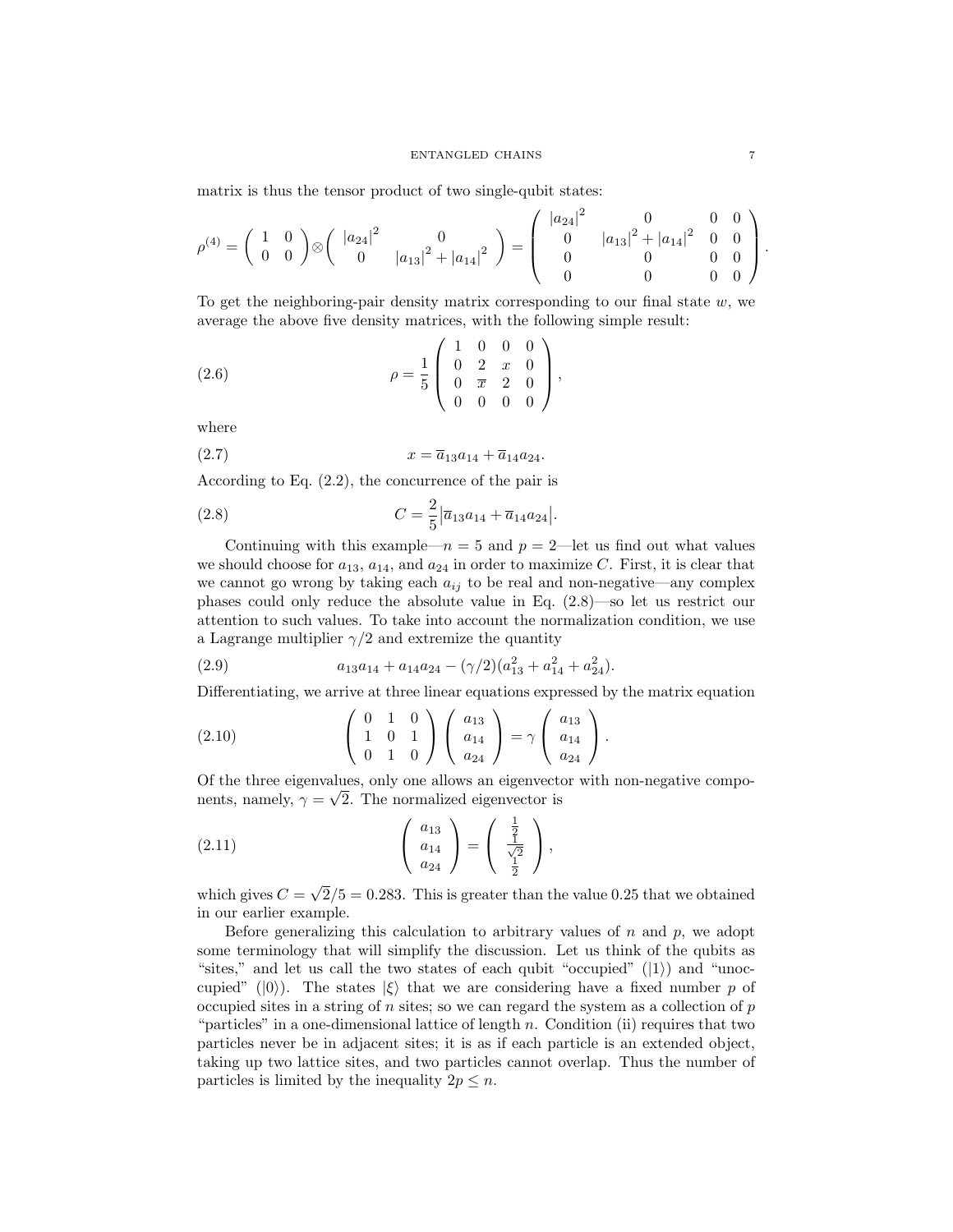matrix is thus the tensor product of two single-qubit states:

$$\rho^{(4)} = \begin{pmatrix} 1 & 0 \\ 0 & 0 \end{pmatrix} \otimes \begin{pmatrix} |a_{24}|^2 & 0 \\ 0 & |a_{13}|^2 + |a_{14}|^2 \end{pmatrix} = \begin{pmatrix} |a_{24}|^2 & 0 & 0 & 0 \\ 0 & |a_{13}|^2 + |a_{14}|^2 & 0 & 0 \\ 0 & 0 & 0 & 0 \\ 0 & 0 & 0 & 0 \end{pmatrix}.$$

To get the neighboring-pair density matrix corresponding to our final state $w$, we average the above five density matrices, with the following simple result:

$$\rho = \frac{1}{5} \begin{pmatrix} 1 & 0 & 0 & 0 \\ 0 & 2 & x & 0 \\ 0 & \overline{x} & 2 & 0 \\ 0 & 0 & 0 & 0 \end{pmatrix}, \tag{2.6}$$

where

$$x = \overline{a}_{13} a_{14} + \overline{a}_{14} a_{24}. \tag{2.7}$$

According to Eq. (2.2), the concurrence of the pair is

$$C = \frac{2}{5} \left| \overline{a}_{13} a_{14} + \overline{a}_{14} a_{24} \right|. \tag{2.8}$$

Continuing with this example—$n = 5$ and $p = 2$—let us find out what values we should choose for $a_{13}$, $a_{14}$, and $a_{24}$ in order to maximize $C$. First, it is clear that we cannot go wrong by taking each $a_{ij}$ to be real and non-negative—any complex phases could only reduce the absolute value in Eq. (2.8)—so let us restrict our attention to such values. To take into account the normalization condition, we use a Lagrange multiplier $\gamma/2$ and extremize the quantity

$$a_{13} a_{14} + a_{14} a_{24} - (\gamma/2)(a_{13}^2 + a_{14}^2 + a_{24}^2). \tag{2.9}$$

Differentiating, we arrive at three linear equations expressed by the matrix equation

$$\begin{pmatrix} 0 & 1 & 0 \\ 1 & 0 & 1 \\ 0 & 1 & 0 \end{pmatrix} \begin{pmatrix} a_{13} \\ a_{14} \\ a_{24} \end{pmatrix} = \gamma \begin{pmatrix} a_{13} \\ a_{14} \\ a_{24} \end{pmatrix}. \tag{2.10}$$

Of the three eigenvalues, only one allows an eigenvector with non-negative components, namely, $\gamma = \sqrt{2}$. The normalized eigenvector is

$$\begin{pmatrix} a_{13} \\ a_{14} \\ a_{24} \end{pmatrix} = \begin{pmatrix} \frac{1}{2} \\ \frac{1}{\sqrt{2}} \\ \frac{1}{2} \end{pmatrix}, \tag{2.11}$$

which gives $C = \sqrt{2}/5 = 0.283$. This is greater than the value 0.25 that we obtained in our earlier example.

Before generalizing this calculation to arbitrary values of $n$ and $p$, we adopt some terminology that will simplify the discussion. Let us think of the qubits as "sites," and let us call the two states of each qubit "occupied" ($|1\rangle$) and "unoccupied" ($|0\rangle$). The states $|\xi\rangle$ that we are considering have a fixed number $p$ of occupied sites in a string of $n$ sites; so we can regard the system as a collection of $p$ "particles" in a one-dimensional lattice of length $n$. Condition (ii) requires that two particles never be in adjacent sites; it is as if each particle is an extended object, taking up two lattice sites, and two particles cannot overlap. Thus the number of particles is limited by the inequality $2p \leq n$.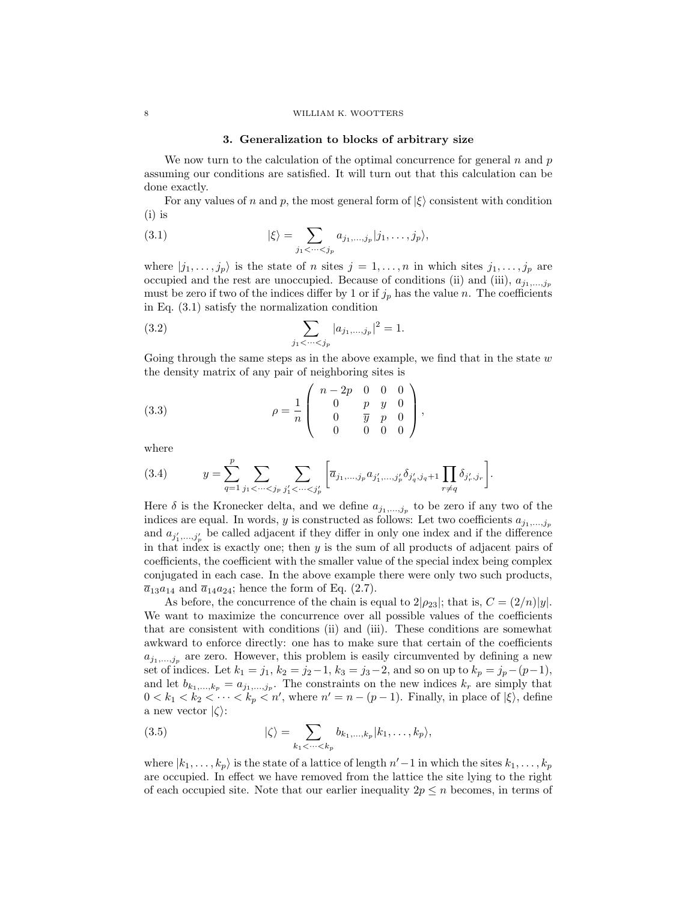## 3. Generalization to blocks of arbitrary size

We now turn to the calculation of the optimal concurrence for general $n$ and $p$ assuming our conditions are satisfied. It will turn out that this calculation can be done exactly.

For any values of $n$ and $p$, the most general form of $|\xi\rangle$ consistent with condition (i) is

$$|\xi\rangle = \sum_{j_1 < \cdots < j_p} a_{j_1,\ldots,j_p} |j_1, \ldots, j_p\rangle, \tag{3.1}$$

where $|j_1, \ldots, j_p\rangle$ is the state of $n$ sites $j = 1, \ldots, n$ in which sites $j_1, \ldots, j_p$ are occupied and the rest are unoccupied. Because of conditions (ii) and (iii), $a_{j_1,\ldots,j_p}$ must be zero if two of the indices differ by 1 or if $j_p$ has the value $n$. The coefficients in Eq. (3.1) satisfy the normalization condition

$$\sum_{j_1 < \cdots < j_p} |a_{j_1,\ldots,j_p}|^2 = 1. \tag{3.2}$$

Going through the same steps as in the above example, we find that in the state $w$ the density matrix of any pair of neighboring sites is

$$\rho = \frac{1}{n} \begin{pmatrix} n-2p & 0 & 0 & 0 \\ 0 & p & y & 0 \\ 0 & \overline{y} & p & 0 \\ 0 & 0 & 0 & 0 \end{pmatrix}, \tag{3.3}$$

where

$$y = \sum_{q=1}^{p} \sum_{j_1 < \cdots < j_p} \sum_{j'_1 < \cdots < j'_p} \left[ \overline{a}_{j_1,\ldots,j_p} a_{j'_1,\ldots,j'_p} \delta_{j'_q, j_q+1} \prod_{r \neq q} \delta_{j'_r, j_r} \right]. \tag{3.4}$$

Here $\delta$ is the Kronecker delta, and we define $a_{j_1,\ldots,j_p}$ to be zero if any two of the indices are equal. In words, $y$ is constructed as follows: Let two coefficients $a_{j_1,\ldots,j_p}$ and $a_{j'_1,\ldots,j'_p}$ be called adjacent if they differ in only one index and if the difference in that index is exactly one; then $y$ is the sum of all products of adjacent pairs of coefficients, the coefficient with the smaller value of the special index being complex conjugated in each case. In the above example there were only two such products, $\overline{a}_{13}a_{14}$ and $\overline{a}_{14}a_{24}$; hence the form of Eq. (2.7).

As before, the concurrence of the chain is equal to $2|\rho_{23}|$; that is, $C = (2/n)|y|$. We want to maximize the concurrence over all possible values of the coefficients that are consistent with conditions (ii) and (iii). These conditions are somewhat awkward to enforce directly: one has to make sure that certain of the coefficients $a_{j_1,\ldots,j_p}$ are zero. However, this problem is easily circumvented by defining a new set of indices. Let $k_1 = j_1$, $k_2 = j_2 - 1$, $k_3 = j_3 - 2$, and so on up to $k_p = j_p - (p-1)$, and let $b_{k_1,\ldots,k_p} = a_{j_1,\ldots,j_p}$. The constraints on the new indices $k_r$ are simply that $0 < k_1 < k_2 < \cdots < k_p < n'$, where $n' = n - (p-1)$. Finally, in place of $|\xi\rangle$, define a new vector $|\zeta\rangle$:

$$|\zeta\rangle = \sum_{k_1 < \cdots < k_p} b_{k_1,\ldots,k_p} |k_1, \ldots, k_p\rangle, \tag{3.5}$$

where $|k_1, \ldots, k_p\rangle$ is the state of a lattice of length $n' - 1$ in which the sites $k_1, \ldots, k_p$ are occupied. In effect we have removed from the lattice the site lying to the right of each occupied site. Note that our earlier inequality $2p \leq n$ becomes, in terms of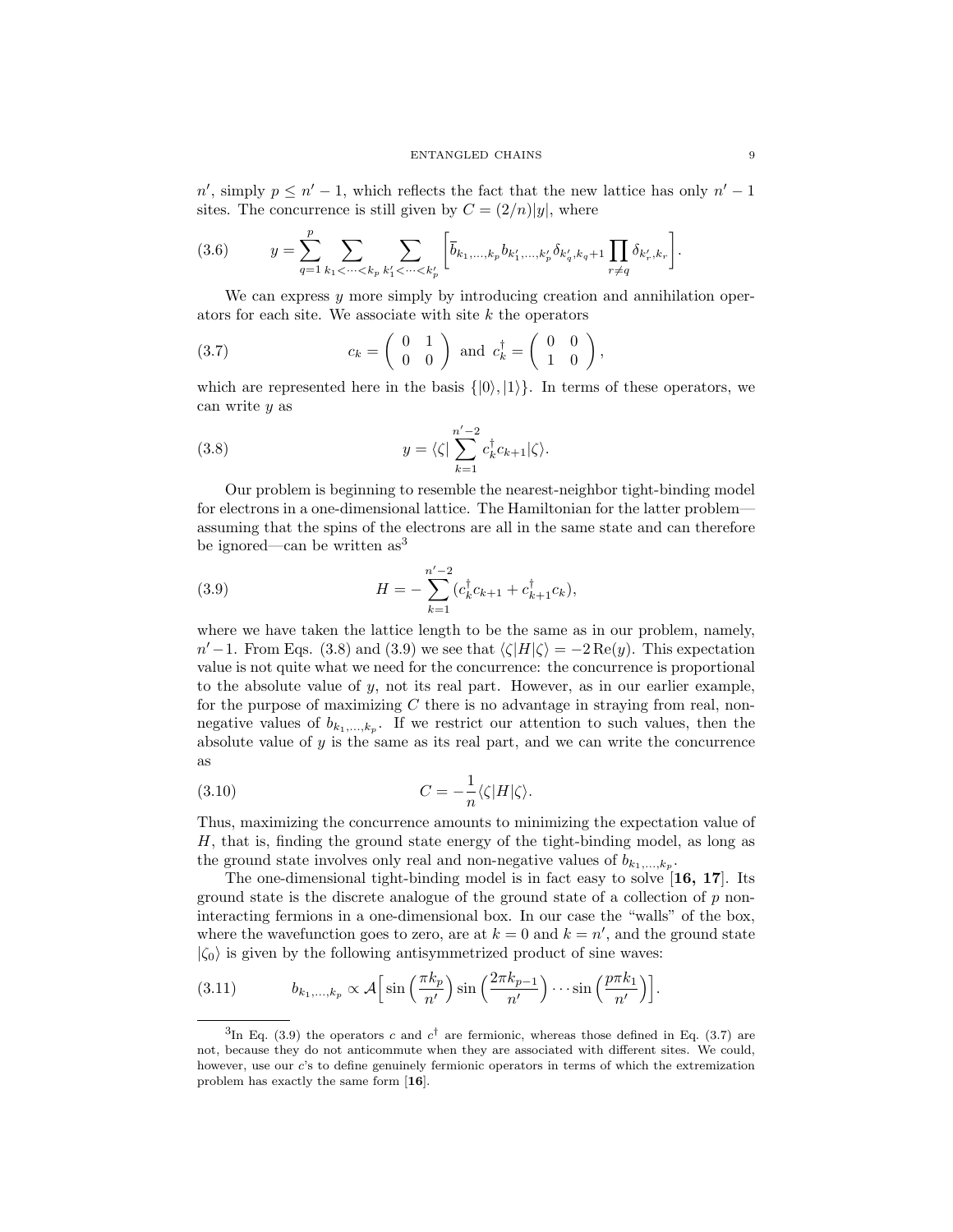$n'$, simply $p \le n' - 1$, which reflects the fact that the new lattice has only $n' - 1$ sites. The concurrence is still given by $C = (2/n)|y|$, where

$$y = \sum_{q=1}^{p} \sum_{k_1 < \cdots < k_p} \sum_{k'_1 < \cdots < k'_p} \left[ \overline{b}_{k_1,\ldots,k_p} b_{k'_1,\ldots,k'_p} \delta_{k'_q, k_q+1} \prod_{r \neq q} \delta_{k'_r, k_r} \right]. \tag{3.6}$$

We can express $y$ more simply by introducing creation and annihilation operators for each site. We associate with site $k$ the operators

$$c_k = \begin{pmatrix} 0 & 1 \\ 0 & 0 \end{pmatrix} \text{ and } c_k^\dagger = \begin{pmatrix} 0 & 0 \\ 1 & 0 \end{pmatrix}, \tag{3.7}$$

which are represented here in the basis $\{|0\rangle, |1\rangle\}$. In terms of these operators, we can write $y$ as

$$y = \langle \zeta | \sum_{k=1}^{n'-2} c_k^\dagger c_{k+1} | \zeta \rangle. \tag{3.8}$$

Our problem is beginning to resemble the nearest-neighbor tight-binding model for electrons in a one-dimensional lattice. The Hamiltonian for the latter problem—assuming that the spins of the electrons are all in the same state and can therefore be ignored—can be written as[3]

$$H = -\sum_{k=1}^{n'-2} (c_k^\dagger c_{k+1} + c_{k+1}^\dagger c_k), \tag{3.9}$$

where we have taken the lattice length to be the same as in our problem, namely, $n' - 1$. From Eqs. (3.8) and (3.9) we see that $\langle \zeta | H | \zeta \rangle = -2\,\mathrm{Re}(y)$. This expectation value is not quite what we need for the concurrence: the concurrence is proportional to the absolute value of $y$, not its real part. However, as in our earlier example, for the purpose of maximizing $C$ there is no advantage in straying from real, non-negative values of $b_{k_1,\ldots,k_p}$. If we restrict our attention to such values, then the absolute value of $y$ is the same as its real part, and we can write the concurrence as

$$C = -\frac{1}{n} \langle \zeta | H | \zeta \rangle. \tag{3.10}$$

Thus, maximizing the concurrence amounts to minimizing the expectation value of $H$, that is, finding the ground state energy of the tight-binding model, as long as the ground state involves only real and non-negative values of $b_{k_1,\ldots,k_p}$.

The one-dimensional tight-binding model is in fact easy to solve [**16, 17**]. Its ground state is the discrete analogue of the ground state of a collection of $p$ non-interacting fermions in a one-dimensional box. In our case the "walls" of the box, where the wavefunction goes to zero, are at $k = 0$ and $k = n'$, and the ground state $|\zeta_0\rangle$ is given by the following antisymmetrized product of sine waves:

$$b_{k_1,\ldots,k_p} \propto \mathcal{A}\Big[ \sin\Big(\frac{\pi k_p}{n'}\Big) \sin\Big(\frac{2\pi k_{p-1}}{n'}\Big) \cdots \sin\Big(\frac{p\pi k_1}{n'}\Big) \Big]. \tag{3.11}$$

---

[3] In Eq. (3.9) the operators $c$ and $c^\dagger$ are fermionic, whereas those defined in Eq. (3.7) are not, because they do not anticommute when they are associated with different sites. We could, however, use our $c$'s to define genuinely fermionic operators in terms of which the extremization problem has exactly the same form [**16**].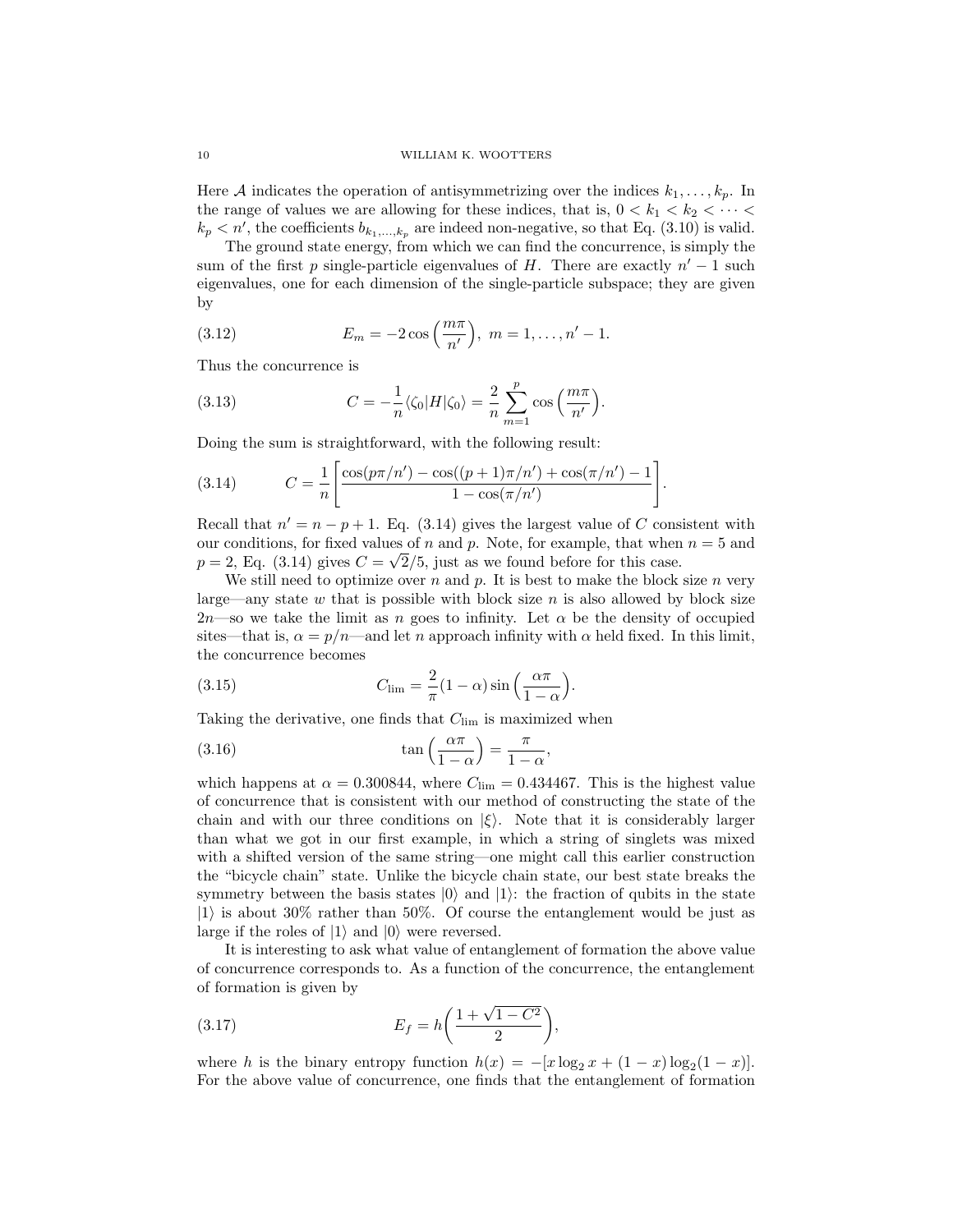Here $\mathcal{A}$ indicates the operation of antisymmetrizing over the indices $k_1, \ldots, k_p$. In the range of values we are allowing for these indices, that is, $0 < k_1 < k_2 < \cdots < k_p < n'$, the coefficients $b_{k_1,\ldots,k_p}$ are indeed non-negative, so that Eq. (3.10) is valid.

The ground state energy, from which we can find the concurrence, is simply the sum of the first $p$ single-particle eigenvalues of $H$. There are exactly $n' - 1$ such eigenvalues, one for each dimension of the single-particle subspace; they are given by

$$E_m = -2\cos\left(\frac{m\pi}{n'}\right),\ m = 1, \ldots, n' - 1. \tag{3.12}$$

Thus the concurrence is

$$C = -\frac{1}{n}\langle\zeta_0|H|\zeta_0\rangle = \frac{2}{n}\sum_{m=1}^{p}\cos\left(\frac{m\pi}{n'}\right). \tag{3.13}$$

Doing the sum is straightforward, with the following result:

$$C = \frac{1}{n}\left[\frac{\cos(p\pi/n') - \cos((p+1)\pi/n') + \cos(\pi/n') - 1}{1 - \cos(\pi/n')}\right]. \tag{3.14}$$

Recall that $n' = n - p + 1$. Eq. (3.14) gives the largest value of $C$ consistent with our conditions, for fixed values of $n$ and $p$. Note, for example, that when $n = 5$ and $p = 2$, Eq. (3.14) gives $C = \sqrt{2}/5$, just as we found before for this case.

We still need to optimize over $n$ and $p$. It is best to make the block size $n$ very large—any state $w$ that is possible with block size $n$ is also allowed by block size $2n$—so we take the limit as $n$ goes to infinity. Let $\alpha$ be the density of occupied sites—that is, $\alpha = p/n$—and let $n$ approach infinity with $\alpha$ held fixed. In this limit, the concurrence becomes

$$C_{\text{lim}} = \frac{2}{\pi}(1-\alpha)\sin\left(\frac{\alpha\pi}{1-\alpha}\right). \tag{3.15}$$

Taking the derivative, one finds that $C_{\text{lim}}$ is maximized when

$$\tan\left(\frac{\alpha\pi}{1-\alpha}\right) = \frac{\pi}{1-\alpha}, \tag{3.16}$$

which happens at $\alpha = 0.300844$, where $C_{\text{lim}} = 0.434467$. This is the highest value of concurrence that is consistent with our method of constructing the state of the chain and with our three conditions on $|\xi\rangle$. Note that it is considerably larger than what we got in our first example, in which a string of singlets was mixed with a shifted version of the same string—one might call this earlier construction the "bicycle chain" state. Unlike the bicycle chain state, our best state breaks the symmetry between the basis states $|0\rangle$ and $|1\rangle$: the fraction of qubits in the state $|1\rangle$ is about 30% rather than 50%. Of course the entanglement would be just as large if the roles of $|1\rangle$ and $|0\rangle$ were reversed.

It is interesting to ask what value of entanglement of formation the above value of concurrence corresponds to. As a function of the concurrence, the entanglement of formation is given by

$$E_f = h\left(\frac{1 + \sqrt{1 - C^2}}{2}\right), \tag{3.17}$$

where $h$ is the binary entropy function $h(x) = -[x\log_2 x + (1-x)\log_2(1-x)]$. For the above value of concurrence, one finds that the entanglement of formation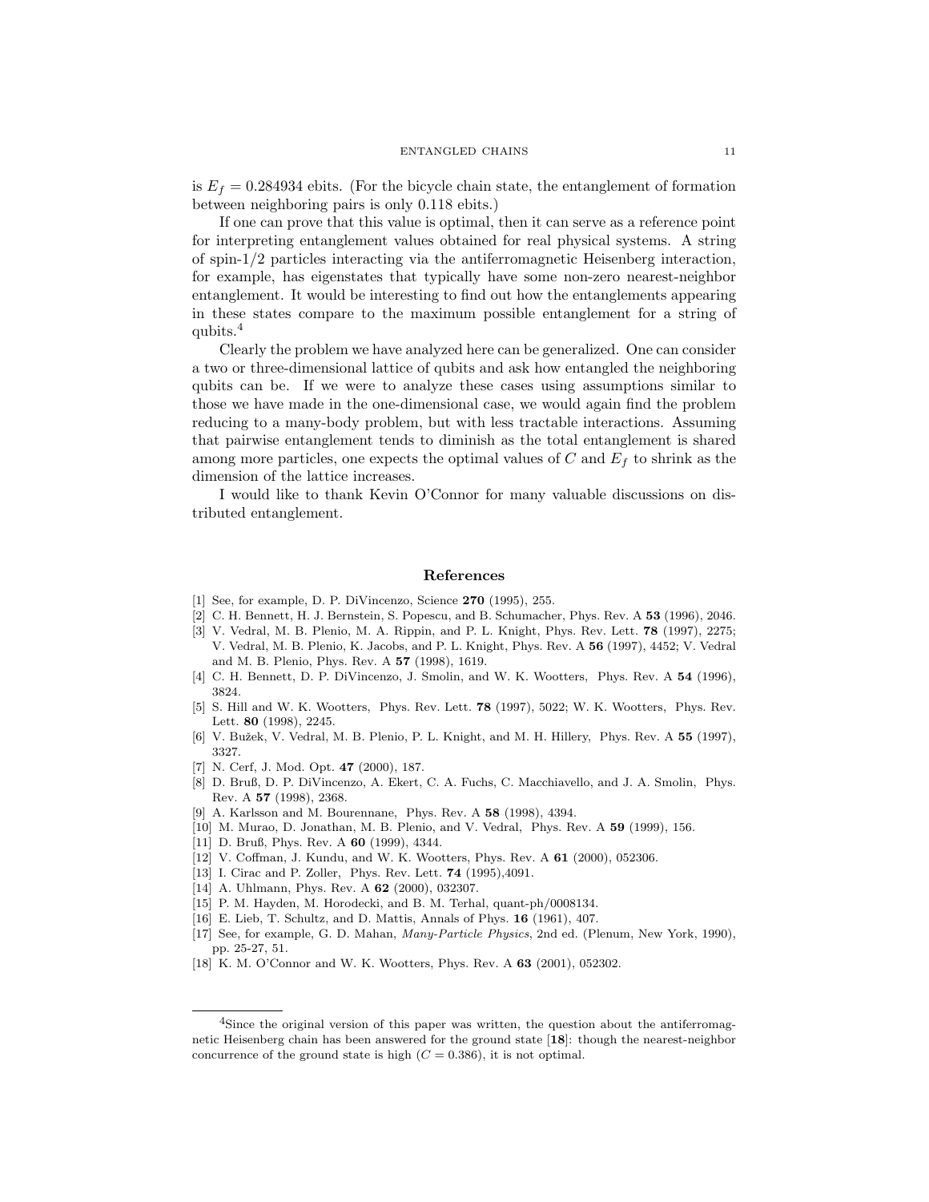is $E_f = 0.284934$ ebits. (For the bicycle chain state, the entanglement of formation between neighboring pairs is only 0.118 ebits.)

If one can prove that this value is optimal, then it can serve as a reference point for interpreting entanglement values obtained for real physical systems. A string of spin-1/2 particles interacting via the antiferromagnetic Heisenberg interaction, for example, has eigenstates that typically have some non-zero nearest-neighbor entanglement. It would be interesting to find out how the entanglements appearing in these states compare to the maximum possible entanglement for a string of qubits.[4]

Clearly the problem we have analyzed here can be generalized. One can consider a two or three-dimensional lattice of qubits and ask how entangled the neighboring qubits can be. If we were to analyze these cases using assumptions similar to those we have made in the one-dimensional case, we would again find the problem reducing to a many-body problem, but with less tractable interactions. Assuming that pairwise entanglement tends to diminish as the total entanglement is shared among more particles, one expects the optimal values of $C$ and $E_f$ to shrink as the dimension of the lattice increases.

I would like to thank Kevin O'Connor for many valuable discussions on distributed entanglement.

## References

[1] See, for example, D. P. DiVincenzo, Science **270** (1995), 255.

[2] C. H. Bennett, H. J. Bernstein, S. Popescu, and B. Schumacher, Phys. Rev. A **53** (1996), 2046.

[3] V. Vedral, M. B. Plenio, M. A. Rippin, and P. L. Knight, Phys. Rev. Lett. **78** (1997), 2275; V. Vedral, M. B. Plenio, K. Jacobs, and P. L. Knight, Phys. Rev. A **56** (1997), 4452; V. Vedral and M. B. Plenio, Phys. Rev. A **57** (1998), 1619.

[4] C. H. Bennett, D. P. DiVincenzo, J. Smolin, and W. K. Wootters, Phys. Rev. A **54** (1996), 3824.

[5] S. Hill and W. K. Wootters, Phys. Rev. Lett. **78** (1997), 5022; W. K. Wootters, Phys. Rev. Lett. **80** (1998), 2245.

[6] V. Bužek, V. Vedral, M. B. Plenio, P. L. Knight, and M. H. Hillery, Phys. Rev. A **55** (1997), 3327.

[7] N. Cerf, J. Mod. Opt. **47** (2000), 187.

[8] D. Bruß, D. P. DiVincenzo, A. Ekert, C. A. Fuchs, C. Macchiavello, and J. A. Smolin, Phys. Rev. A **57** (1998), 2368.

[9] A. Karlsson and M. Bourennane, Phys. Rev. A **58** (1998), 4394.

[10] M. Murao, D. Jonathan, M. B. Plenio, and V. Vedral, Phys. Rev. A **59** (1999), 156.

[11] D. Bruß, Phys. Rev. A **60** (1999), 4344.

[12] V. Coffman, J. Kundu, and W. K. Wootters, Phys. Rev. A **61** (2000), 052306.

[13] I. Cirac and P. Zoller, Phys. Rev. Lett. **74** (1995),4091.

[14] A. Uhlmann, Phys. Rev. A **62** (2000), 032307.

[15] P. M. Hayden, M. Horodecki, and B. M. Terhal, quant-ph/0008134.

[16] E. Lieb, T. Schultz, and D. Mattis, Annals of Phys. **16** (1961), 407.

[17] See, for example, G. D. Mahan, *Many-Particle Physics*, 2nd ed. (Plenum, New York, 1990), pp. 25-27, 51.

[18] K. M. O'Connor and W. K. Wootters, Phys. Rev. A **63** (2001), 052302.

---

[4] Since the original version of this paper was written, the question about the antiferromagnetic Heisenberg chain has been answered for the ground state [**18**]: though the nearest-neighbor concurrence of the ground state is high ($C = 0.386$), it is not optimal.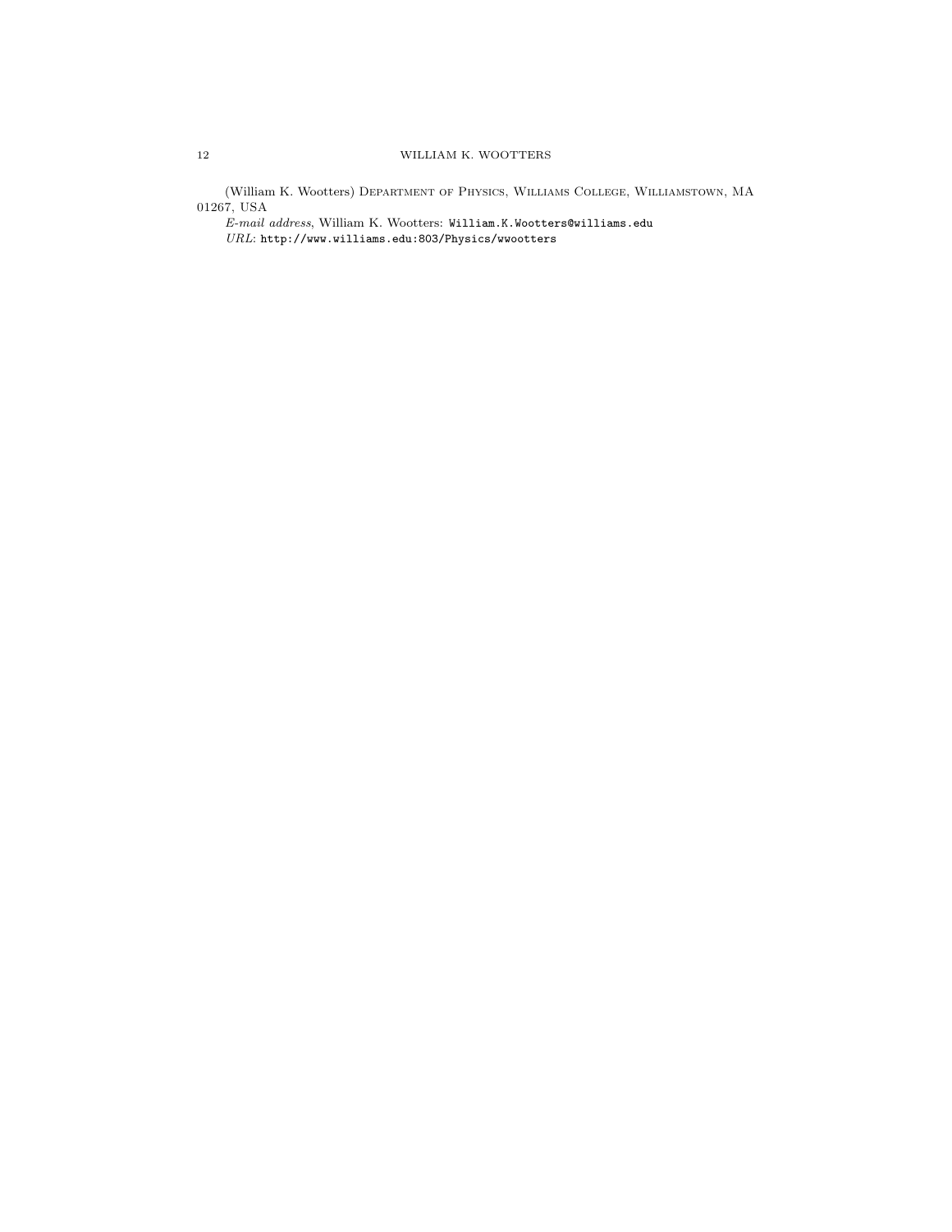(William K. Wootters) Department of Physics, Williams College, Williamstown, MA 01267, USA

*E-mail address*, William K. Wootters: William.K.Wootters@williams.edu

*URL*: http://www.williams.edu:803/Physics/wwootters